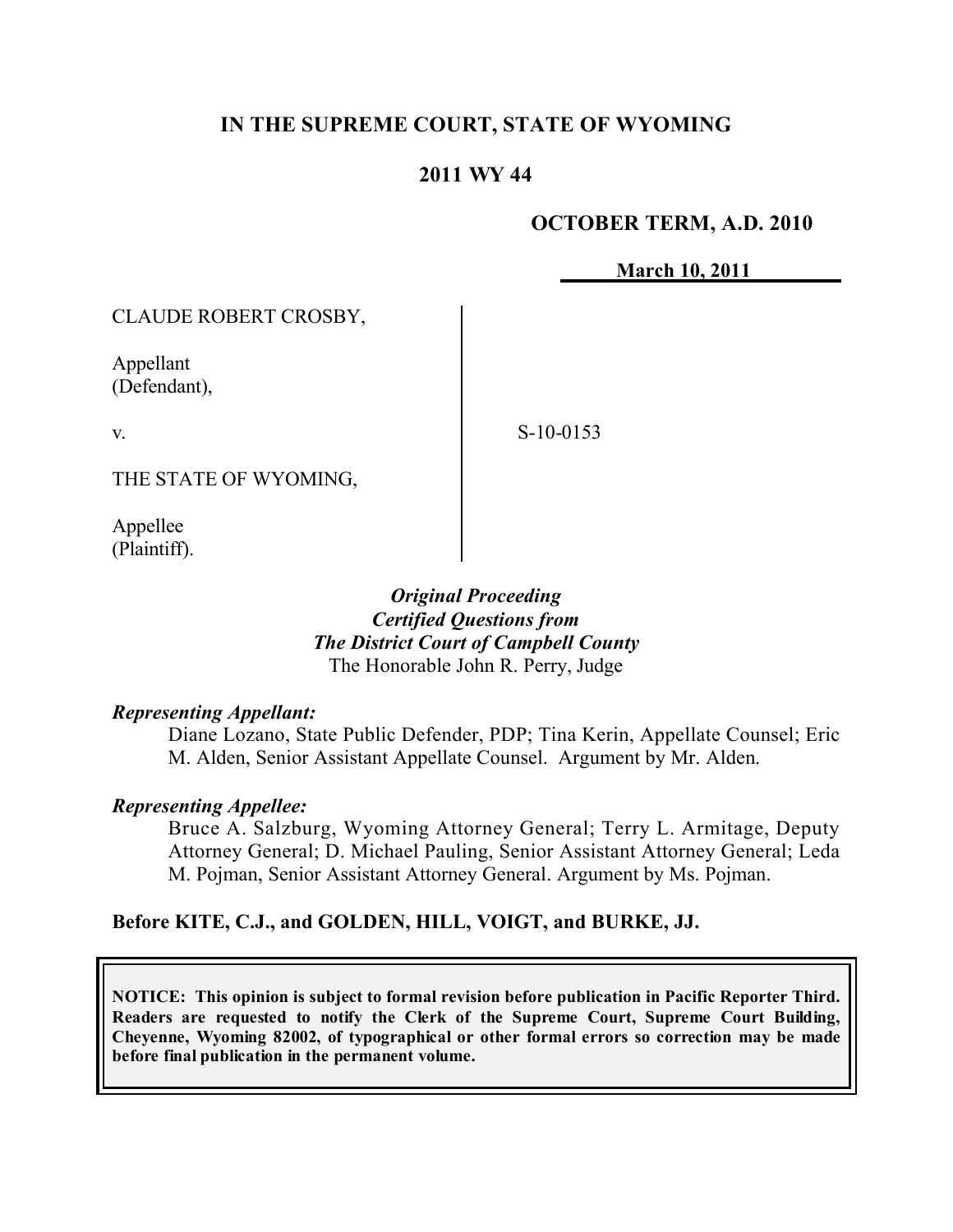# IN THE SUPREME COURT, STATE OF WYOMING

## 2011 WY 44

**OCTOBER TERM, A.D. 2010**

**March 10, 2011**

CLAUDE ROBERT CROSBY,

Appellant
(Defendant),

v.

THE STATE OF WYOMING,

Appellee
(Plaintiff).

S-10-0153

***Original Proceeding***
***Certified Questions from***
***The District Court of Campbell County***
The Honorable John R. Perry, Judge

***Representing Appellant:***

Diane Lozano, State Public Defender, PDP; Tina Kerin, Appellate Counsel; Eric M. Alden, Senior Assistant Appellate Counsel. Argument by Mr. Alden.

***Representing Appellee:***

Bruce A. Salzburg, Wyoming Attorney General; Terry L. Armitage, Deputy Attorney General; D. Michael Pauling, Senior Assistant Attorney General; Leda M. Pojman, Senior Assistant Attorney General. Argument by Ms. Pojman.

**Before KITE, C.J., and GOLDEN, HILL, VOIGT, and BURKE, JJ.**

**NOTICE: This opinion is subject to formal revision before publication in Pacific Reporter Third. Readers are requested to notify the Clerk of the Supreme Court, Supreme Court Building, Cheyenne, Wyoming 82002, of typographical or other formal errors so correction may be made before final publication in the permanent volume.**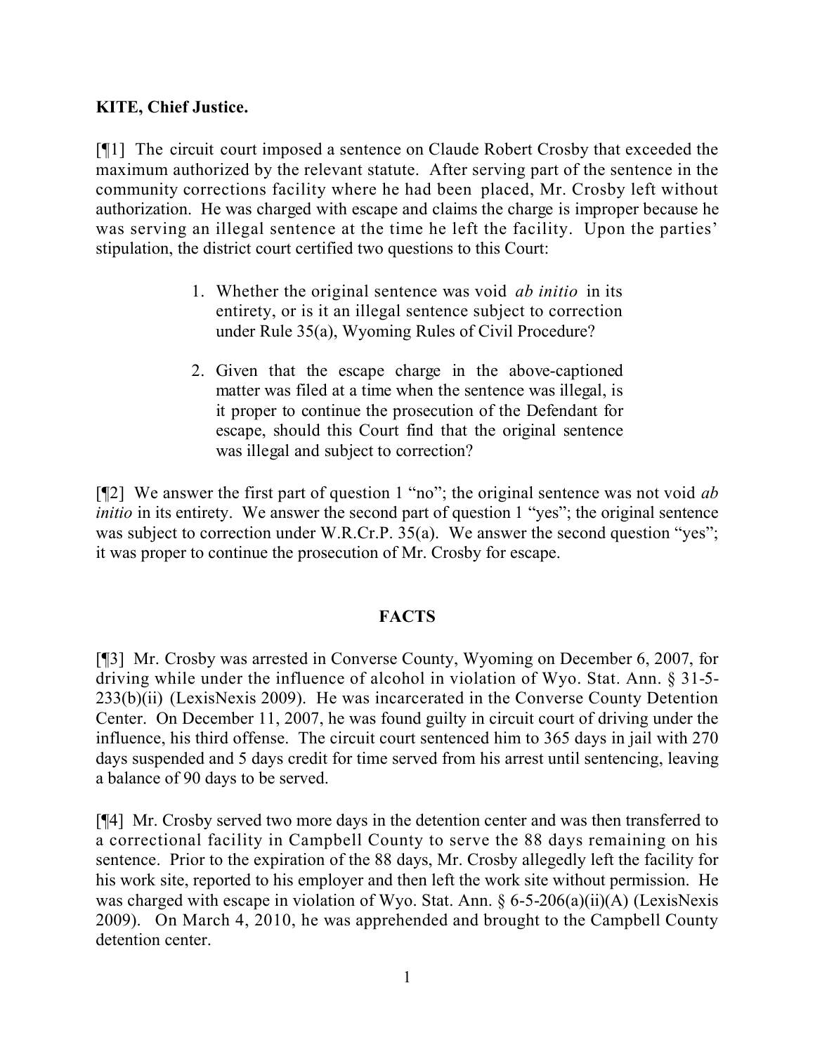**KITE, Chief Justice.**

[¶1] The circuit court imposed a sentence on Claude Robert Crosby that exceeded the maximum authorized by the relevant statute. After serving part of the sentence in the community corrections facility where he had been placed, Mr. Crosby left without authorization. He was charged with escape and claims the charge is improper because he was serving an illegal sentence at the time he left the facility. Upon the parties' stipulation, the district court certified two questions to this Court:

> 1. Whether the original sentence was void *ab initio* in its entirety, or is it an illegal sentence subject to correction under Rule 35(a), Wyoming Rules of Civil Procedure?
>
> 2. Given that the escape charge in the above-captioned matter was filed at a time when the sentence was illegal, is it proper to continue the prosecution of the Defendant for escape, should this Court find that the original sentence was illegal and subject to correction?

[¶2] We answer the first part of question 1 "no"; the original sentence was not void *ab initio* in its entirety. We answer the second part of question 1 "yes"; the original sentence was subject to correction under W.R.Cr.P. 35(a). We answer the second question "yes"; it was proper to continue the prosecution of Mr. Crosby for escape.

## FACTS

[¶3] Mr. Crosby was arrested in Converse County, Wyoming on December 6, 2007, for driving while under the influence of alcohol in violation of Wyo. Stat. Ann. § 31-5-233(b)(ii) (LexisNexis 2009). He was incarcerated in the Converse County Detention Center. On December 11, 2007, he was found guilty in circuit court of driving under the influence, his third offense. The circuit court sentenced him to 365 days in jail with 270 days suspended and 5 days credit for time served from his arrest until sentencing, leaving a balance of 90 days to be served.

[¶4] Mr. Crosby served two more days in the detention center and was then transferred to a correctional facility in Campbell County to serve the 88 days remaining on his sentence. Prior to the expiration of the 88 days, Mr. Crosby allegedly left the facility for his work site, reported to his employer and then left the work site without permission. He was charged with escape in violation of Wyo. Stat. Ann. § 6-5-206(a)(ii)(A) (LexisNexis 2009). On March 4, 2010, he was apprehended and brought to the Campbell County detention center.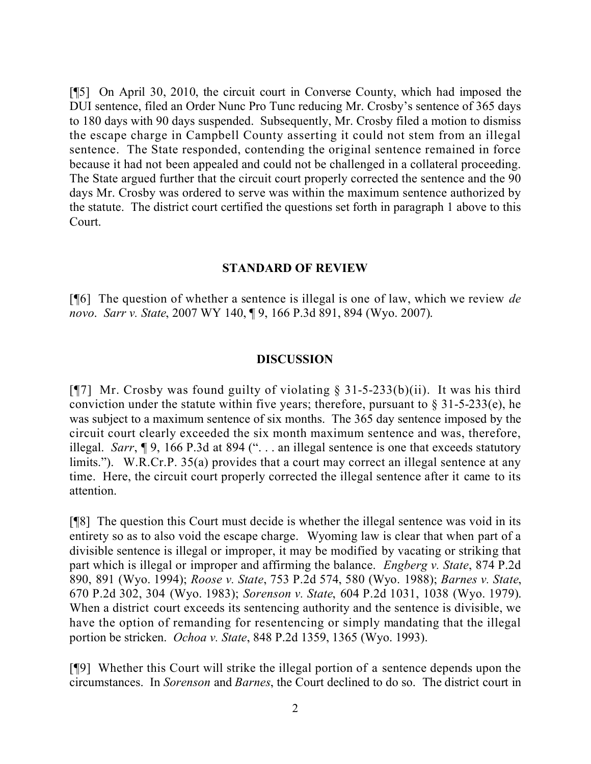[¶5] On April 30, 2010, the circuit court in Converse County, which had imposed the DUI sentence, filed an Order Nunc Pro Tunc reducing Mr. Crosby's sentence of 365 days to 180 days with 90 days suspended. Subsequently, Mr. Crosby filed a motion to dismiss the escape charge in Campbell County asserting it could not stem from an illegal sentence. The State responded, contending the original sentence remained in force because it had not been appealed and could not be challenged in a collateral proceeding. The State argued further that the circuit court properly corrected the sentence and the 90 days Mr. Crosby was ordered to serve was within the maximum sentence authorized by the statute. The district court certified the questions set forth in paragraph 1 above to this Court.

## STANDARD OF REVIEW

[¶6] The question of whether a sentence is illegal is one of law, which we review *de novo*. *Sarr v. State*, 2007 WY 140, ¶ 9, 166 P.3d 891, 894 (Wyo. 2007).

## DISCUSSION

[¶7] Mr. Crosby was found guilty of violating § 31-5-233(b)(ii). It was his third conviction under the statute within five years; therefore, pursuant to § 31-5-233(e), he was subject to a maximum sentence of six months. The 365 day sentence imposed by the circuit court clearly exceeded the six month maximum sentence and was, therefore, illegal. *Sarr*, ¶ 9, 166 P.3d at 894 (". . . an illegal sentence is one that exceeds statutory limits."). W.R.Cr.P. 35(a) provides that a court may correct an illegal sentence at any time. Here, the circuit court properly corrected the illegal sentence after it came to its attention.

[¶8] The question this Court must decide is whether the illegal sentence was void in its entirety so as to also void the escape charge. Wyoming law is clear that when part of a divisible sentence is illegal or improper, it may be modified by vacating or striking that part which is illegal or improper and affirming the balance. *Engberg v. State*, 874 P.2d 890, 891 (Wyo. 1994); *Roose v. State*, 753 P.2d 574, 580 (Wyo. 1988); *Barnes v. State*, 670 P.2d 302, 304 (Wyo. 1983); *Sorenson v. State*, 604 P.2d 1031, 1038 (Wyo. 1979). When a district court exceeds its sentencing authority and the sentence is divisible, we have the option of remanding for resentencing or simply mandating that the illegal portion be stricken. *Ochoa v. State*, 848 P.2d 1359, 1365 (Wyo. 1993).

[¶9] Whether this Court will strike the illegal portion of a sentence depends upon the circumstances. In *Sorenson* and *Barnes*, the Court declined to do so. The district court in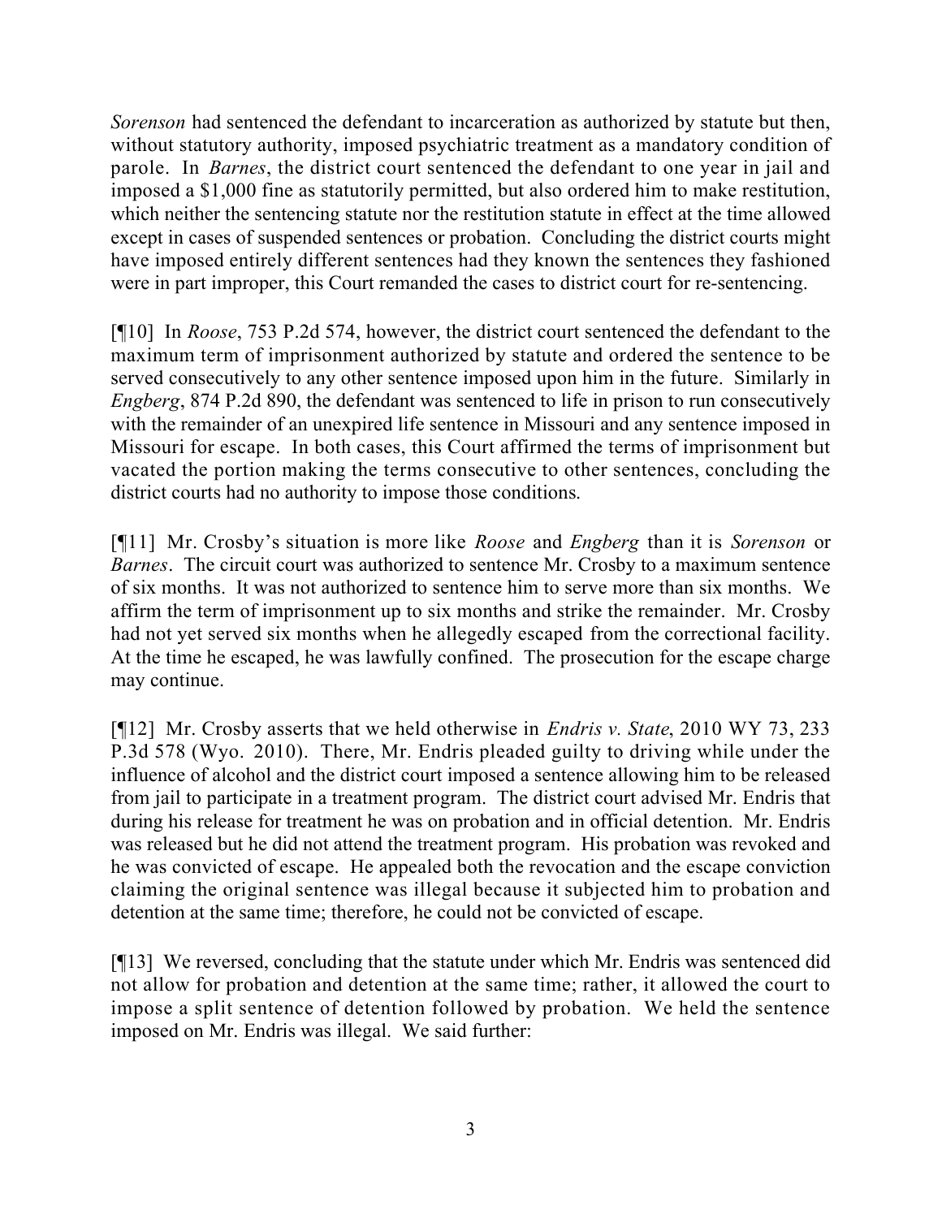*Sorenson* had sentenced the defendant to incarceration as authorized by statute but then, without statutory authority, imposed psychiatric treatment as a mandatory condition of parole. In *Barnes*, the district court sentenced the defendant to one year in jail and imposed a $1,000 fine as statutorily permitted, but also ordered him to make restitution, which neither the sentencing statute nor the restitution statute in effect at the time allowed except in cases of suspended sentences or probation. Concluding the district courts might have imposed entirely different sentences had they known the sentences they fashioned were in part improper, this Court remanded the cases to district court for re-sentencing.

[¶10] In *Roose*, 753 P.2d 574, however, the district court sentenced the defendant to the maximum term of imprisonment authorized by statute and ordered the sentence to be served consecutively to any other sentence imposed upon him in the future. Similarly in *Engberg*, 874 P.2d 890, the defendant was sentenced to life in prison to run consecutively with the remainder of an unexpired life sentence in Missouri and any sentence imposed in Missouri for escape. In both cases, this Court affirmed the terms of imprisonment but vacated the portion making the terms consecutive to other sentences, concluding the district courts had no authority to impose those conditions.

[¶11] Mr. Crosby's situation is more like *Roose* and *Engberg* than it is *Sorenson* or *Barnes*. The circuit court was authorized to sentence Mr. Crosby to a maximum sentence of six months. It was not authorized to sentence him to serve more than six months. We affirm the term of imprisonment up to six months and strike the remainder. Mr. Crosby had not yet served six months when he allegedly escaped from the correctional facility. At the time he escaped, he was lawfully confined. The prosecution for the escape charge may continue.

[¶12] Mr. Crosby asserts that we held otherwise in *Endris v. State*, 2010 WY 73, 233 P.3d 578 (Wyo. 2010). There, Mr. Endris pleaded guilty to driving while under the influence of alcohol and the district court imposed a sentence allowing him to be released from jail to participate in a treatment program. The district court advised Mr. Endris that during his release for treatment he was on probation and in official detention. Mr. Endris was released but he did not attend the treatment program. His probation was revoked and he was convicted of escape. He appealed both the revocation and the escape conviction claiming the original sentence was illegal because it subjected him to probation and detention at the same time; therefore, he could not be convicted of escape.

[¶13] We reversed, concluding that the statute under which Mr. Endris was sentenced did not allow for probation and detention at the same time; rather, it allowed the court to impose a split sentence of detention followed by probation. We held the sentence imposed on Mr. Endris was illegal. We said further: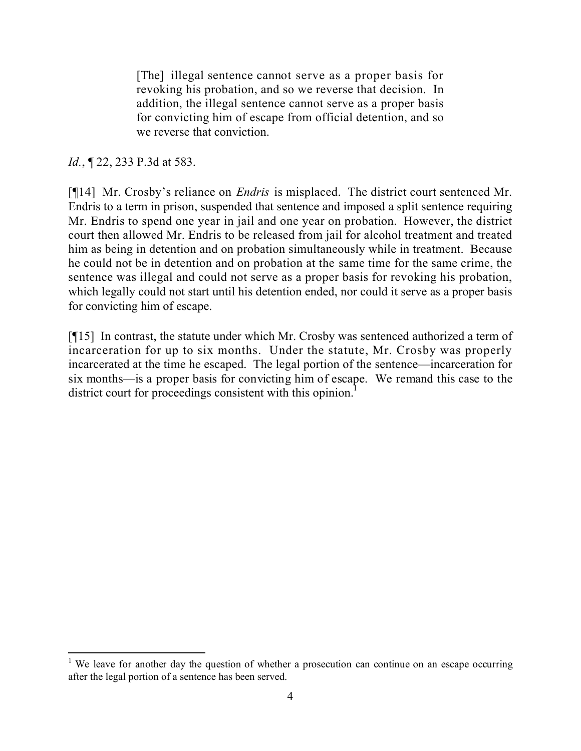> [The] illegal sentence cannot serve as a proper basis for revoking his probation, and so we reverse that decision. In addition, the illegal sentence cannot serve as a proper basis for convicting him of escape from official detention, and so we reverse that conviction.

*Id.*, ¶ 22, 233 P.3d at 583.

[¶14] Mr. Crosby's reliance on *Endris* is misplaced. The district court sentenced Mr. Endris to a term in prison, suspended that sentence and imposed a split sentence requiring Mr. Endris to spend one year in jail and one year on probation. However, the district court then allowed Mr. Endris to be released from jail for alcohol treatment and treated him as being in detention and on probation simultaneously while in treatment. Because he could not be in detention and on probation at the same time for the same crime, the sentence was illegal and could not serve as a proper basis for revoking his probation, which legally could not start until his detention ended, nor could it serve as a proper basis for convicting him of escape.

[¶15] In contrast, the statute under which Mr. Crosby was sentenced authorized a term of incarceration for up to six months. Under the statute, Mr. Crosby was properly incarcerated at the time he escaped. The legal portion of the sentence—incarceration for six months—is a proper basis for convicting him of escape. We remand this case to the district court for proceedings consistent with this opinion.[1]

---

[1] We leave for another day the question of whether a prosecution can continue on an escape occurring after the legal portion of a sentence has been served.